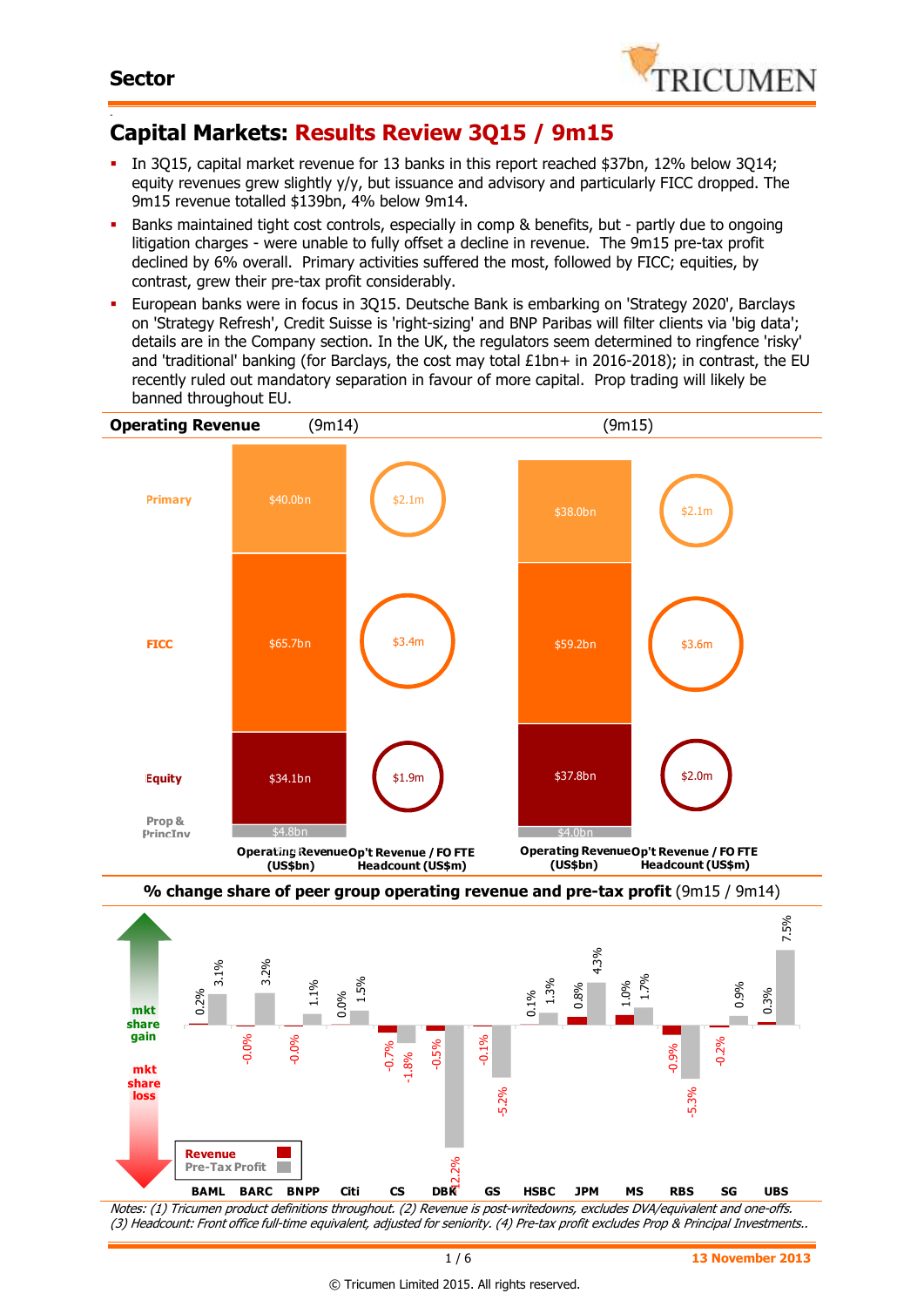## Sector

# Capital Markets: Results Review 3Q15 / 9m15

- In 3Q15, capital market revenue for 13 banks in this report reached $37bn, 12% below 3Q14; equity revenues grew slightly y/y, but issuance and advisory and particularly FICC dropped. The 9m15 revenue totalled $139bn, 4% below 9m14.
- Banks maintained tight cost controls, especially in comp & benefits, but - partly due to ongoing litigation charges - were unable to fully offset a decline in revenue. The 9m15 pre-tax profit declined by 6% overall. Primary activities suffered the most, followed by FICC; equities, by contrast, grew their pre-tax profit considerably.
- European banks were in focus in 3Q15. Deutsche Bank is embarking on 'Strategy 2020', Barclays on 'Strategy Refresh', Credit Suisse is 'right-sizing' and BNP Paribas will filter clients via 'big data'; details are in the Company section. In the UK, the regulators seem determined to ringfence 'risky' and 'traditional' banking (for Barclays, the cost may total £1bn+ in 2016-2018); in contrast, the EU recently ruled out mandatory separation in favour of more capital. Prop trading will likely be banned throughout EU.

**Operating Revenue**

| | Operating Revenue (US$bn) (9m14) | Op't Revenue / FO FTE Headcount (US$m) (9m14) | Operating Revenue (US$bn) (9m15) | Op't Revenue / FO FTE Headcount (US$m) (9m15) |
|---|---|---|---|---|
| Primary | $40.0bn | $2.1m | $38.0bn | $2.1m |
| FICC | $65.7bn | $3.4m | $59.2bn | $3.6m |
| Equity | $34.1bn | $1.9m | $37.8bn | $2.0m |
| Prop & PrincInv | $4.8bn | | $4.0bn | |

**% change share of peer group operating revenue and pre-tax profit** (9m15 / 9m14)

| | Revenue | Pre-Tax Profit |
|---|---|---|
| BAML | 0.2% | 3.1% |
| BARC | -0.0% | 3.2% |
| BNPP | -0.0% | 1.1% |
| Citi | 0.0% | 1.5% |
| CS | -0.7% | -1.8% |
| DBK | -0.5% | -12.2% |
| GS | -0.1% | -5.2% |
| HSBC | 0.1% | 1.3% |
| JPM | 0.8% | 4.3% |
| MS | 1.0% | 1.7% |
| RBS | -0.9% | -5.3% |
| SG | -0.2% | 0.9% |
| UBS | 0.3% | 7.5% |

*Notes: (1) Tricumen product definitions throughout. (2) Revenue is post-writedowns, excludes DVA/equivalent and one-offs. (3) Headcount: Front office full-time equivalent, adjusted for seniority. (4) Pre-tax profit excludes Prop & Principal Investments..*

13 November 2013

© Tricumen Limited 2015. All rights reserved.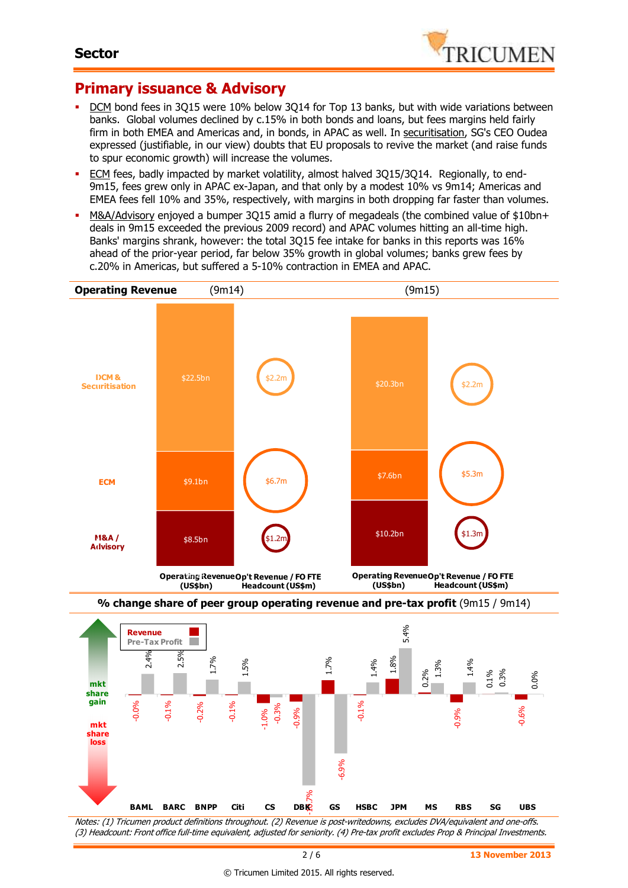## Primary issuance & Advisory

- DCM bond fees in 3Q15 were 10% below 3Q14 for Top 13 banks, but with wide variations between banks. Global volumes declined by c.15% in both bonds and loans, but fees margins held fairly firm in both EMEA and Americas and, in bonds, in APAC as well. In securitisation, SG's CEO Oudea expressed (justifiable, in our view) doubts that EU proposals to revive the market (and raise funds to spur economic growth) will increase the volumes.
- ECM fees, badly impacted by market volatility, almost halved 3Q15/3Q14. Regionally, to end-9m15, fees grew only in APAC ex-Japan, and that only by a modest 10% vs 9m14; Americas and EMEA fees fell 10% and 35%, respectively, with margins in both dropping far faster than volumes.
- M&A/Advisory enjoyed a bumper 3Q15 amid a flurry of megadeals (the combined value of $10bn+ deals in 9m15 exceeded the previous 2009 record) and APAC volumes hitting an all-time high. Banks' margins shrank, however: the total 3Q15 fee intake for banks in this reports was 16% ahead of the prior-year period, far below 35% growth in global volumes; banks grew fees by c.20% in Americas, but suffered a 5-10% contraction in EMEA and APAC.

**Operating Revenue**

| | 9m14 Operating Revenue (US$bn) | 9m14 Op't Revenue / FO FTE Headcount (US$m) | 9m15 Operating Revenue (US$bn) | 9m15 Op't Revenue / FO FTE Headcount (US$m) |
|---|---|---|---|---|
| DCM & Securitisation | $22.5bn | $2.2m | $20.3bn | $2.2m |
| ECM | $9.1bn | $6.7m | $7.6bn | $5.3m |
| M&A / Advisory | $8.5bn | $1.2m | $10.2bn | $1.3m |

**% change share of peer group operating revenue and pre-tax profit** (9m15 / 9m14)

| | BAML | BARC | BNPP | Citi | CS | DBK | GS | HSBC | JPM | MS | RBS | SG | UBS |
|---|---|---|---|---|---|---|---|---|---|---|---|---|---|
| Revenue | -0.0% | -0.1% | -0.2% | -0.1% | -1.0% | -0.9% | 1.7% | -0.1% | 1.8% | 0.2% | -0.9% | 0.1% | -0.6% |
| Pre-Tax Profit | 2.4% | 2.5% | 1.7% | 1.5% | -0.3% | -11.7% | -6.9% | 1.4% | 5.4% | 1.3% | 1.4% | 0.3% | 0.0% |

*Notes: (1) Tricumen product definitions throughout. (2) Revenue is post-writedowns, excludes DVA/equivalent and one-offs. (3) Headcount: Front office full-time equivalent, adjusted for seniority. (4) Pre-tax profit excludes Prop & Principal Investments.*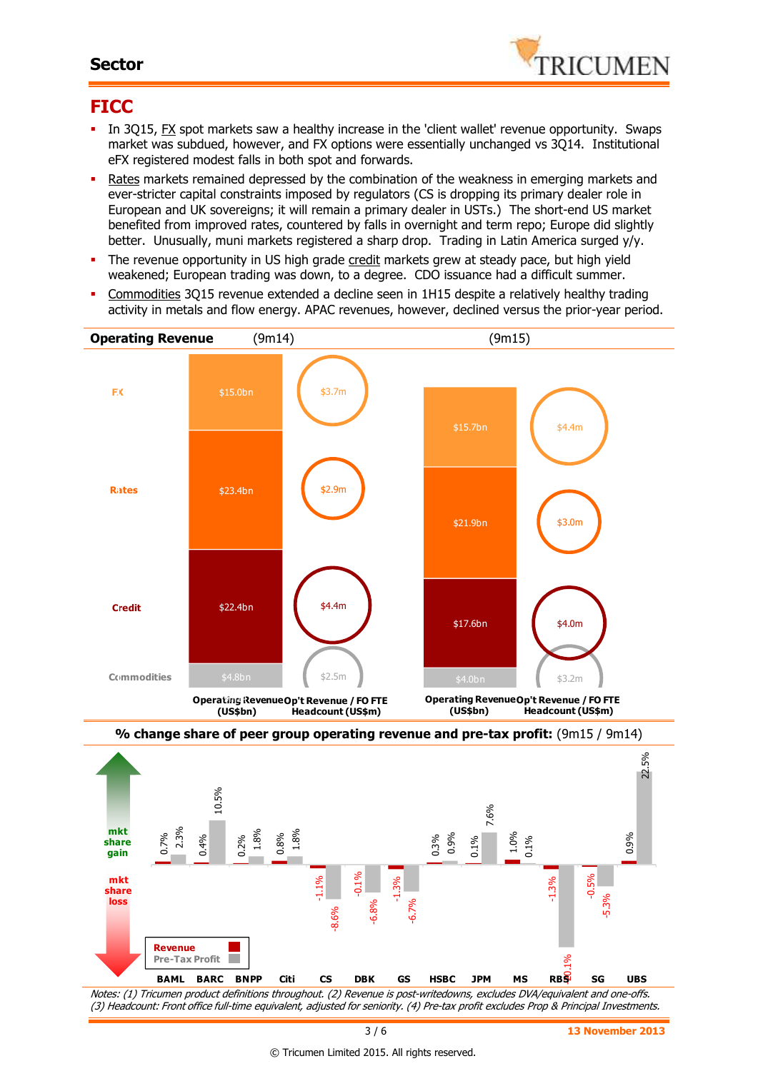## Sector

# FICC

- In 3Q15, FX spot markets saw a healthy increase in the 'client wallet' revenue opportunity. Swaps market was subdued, however, and FX options were essentially unchanged vs 3Q14. Institutional eFX registered modest falls in both spot and forwards.
- Rates markets remained depressed by the combination of the weakness in emerging markets and ever-stricter capital constraints imposed by regulators (CS is dropping its primary dealer role in European and UK sovereigns; it will remain a primary dealer in USTs.) The short-end US market benefited from improved rates, countered by falls in overnight and term repo; Europe did slightly better. Unusually, muni markets registered a sharp drop. Trading in Latin America surged y/y.
- The revenue opportunity in US high grade credit markets grew at steady pace, but high yield weakened; European trading was down, to a degree. CDO issuance had a difficult summer.
- Commodities 3Q15 revenue extended a decline seen in 1H15 despite a relatively healthy trading activity in metals and flow energy. APAC revenues, however, declined versus the prior-year period.

**Operating Revenue**

| | 9m14 Operating Revenue (US$bn) | 9m14 Op't Revenue / FO FTE Headcount (US$m) | 9m15 Operating Revenue (US$bn) | 9m15 Op't Revenue / FO FTE Headcount (US$m) |
|---|---|---|---|---|
| FX | $15.0bn | $3.7m | $15.7bn | $4.4m |
| Rates | $23.4bn | $2.9m | $21.9bn | $3.0m |
| Credit | $22.4bn | $4.4m | $17.6bn | $4.0m |
| Commodities | $4.8bn | $2.5m | $4.0bn | $3.2m |

**% change share of peer group operating revenue and pre-tax profit:** (9m15 / 9m14)

| | Revenue | Pre-Tax Profit |
|---|---|---|
| BAML | 0.7% | 2.3% |
| BARC | 0.4% | 10.5% |
| BNPP | 0.2% | 1.8% |
| Citi | 0.8% | 1.8% |
| CS | -1.1% | -8.6% |
| DBK | -0.1% | -6.8% |
| GS | -1.3% | -6.7% |
| HSBC | 0.3% | 0.9% |
| JPM | 0.1% | 7.6% |
| MS | 1.0% | 0.1% |
| RBS | -1.3% | -20.1% |
| SG | -0.5% | -5.3% |
| UBS | 0.9% | 22.5% |

*Notes: (1) Tricumen product definitions throughout. (2) Revenue is post-writedowns, excludes DVA/equivalent and one-offs. (3) Headcount: Front office full-time equivalent, adjusted for seniority. (4) Pre-tax profit excludes Prop & Principal Investments.*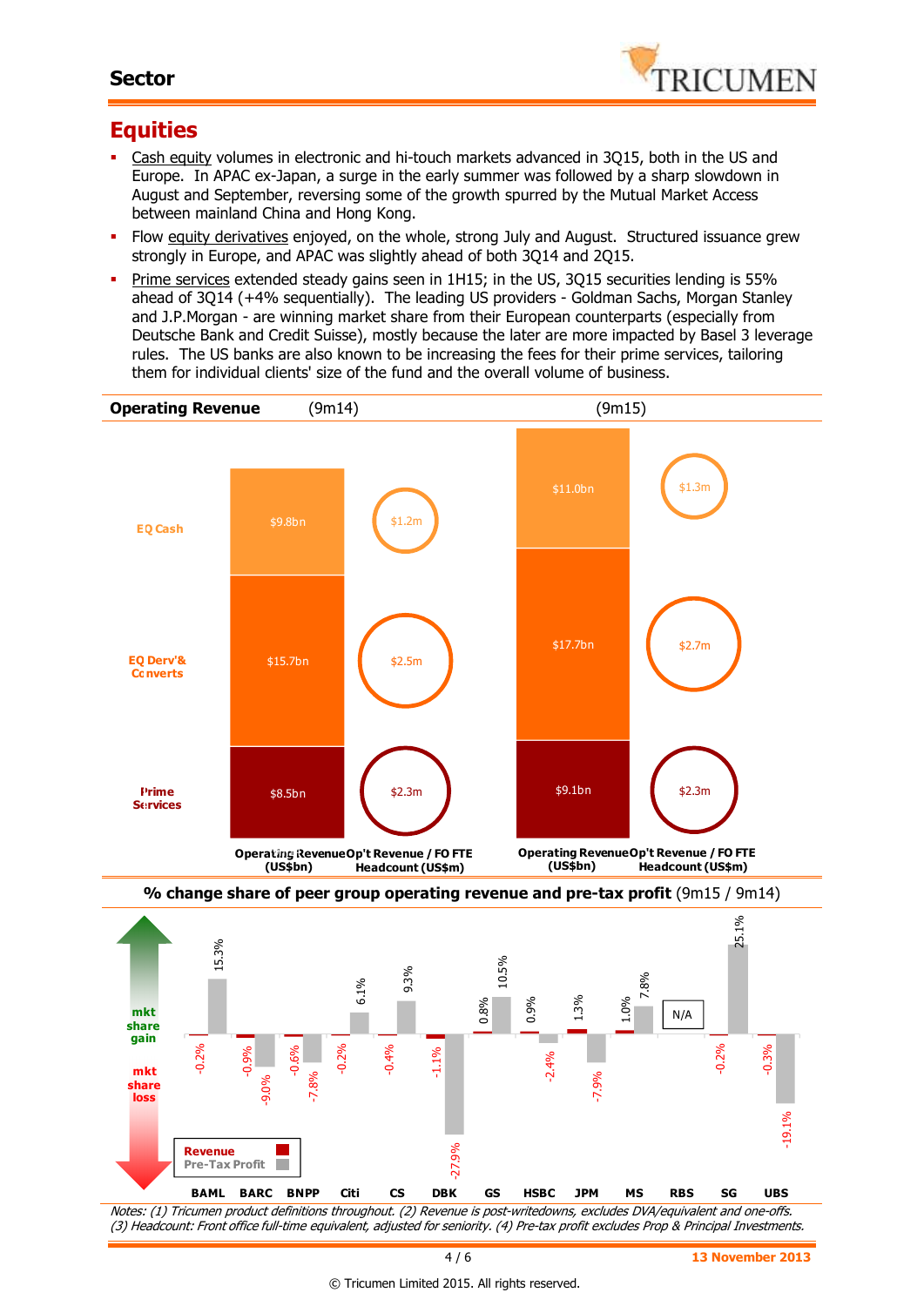## Equities

- Cash equity volumes in electronic and hi-touch markets advanced in 3Q15, both in the US and Europe. In APAC ex-Japan, a surge in the early summer was followed by a sharp slowdown in August and September, reversing some of the growth spurred by the Mutual Market Access between mainland China and Hong Kong.
- Flow equity derivatives enjoyed, on the whole, strong July and August. Structured issuance grew strongly in Europe, and APAC was slightly ahead of both 3Q14 and 2Q15.
- Prime services extended steady gains seen in 1H15; in the US, 3Q15 securities lending is 55% ahead of 3Q14 (+4% sequentially). The leading US providers - Goldman Sachs, Morgan Stanley and J.P.Morgan - are winning market share from their European counterparts (especially from Deutsche Bank and Credit Suisse), mostly because the later are more impacted by Basel 3 leverage rules. The US banks are also known to be increasing the fees for their prime services, tailoring them for individual clients' size of the fund and the overall volume of business.

**Operating Revenue**

| | 9m14 Operating Revenue (US$bn) | 9m14 Op't Revenue / FO FTE Headcount (US$m) | 9m15 Operating Revenue (US$bn) | 9m15 Op't Revenue / FO FTE Headcount (US$m) |
|---|---|---|---|---|
| EQ Cash | $9.8bn | $1.2m | $11.0bn | $1.3m |
| EQ Derv'& Converts | $15.7bn | $2.5m | $17.7bn | $2.7m |
| Prime Services | $8.5bn | $2.3m | $9.1bn | $2.3m |

**% change share of peer group operating revenue and pre-tax profit** (9m15 / 9m14)

| | BAML | BARC | BNPP | Citi | CS | DBK | GS | HSBC | JPM | MS | RBS | SG | UBS |
|---|---|---|---|---|---|---|---|---|---|---|---|---|---|
| Revenue | -0.2% | -0.9% | -0.6% | -0.2% | -0.4% | -1.1% | 0.8% | 0.9% | 1.3% | 1.0% | N/A | -0.2% | -0.3% |
| Pre-Tax Profit | 15.3% | -9.0% | -7.8% | 6.1% | 9.3% | -27.9% | 10.5% | -2.4% | -7.9% | 7.8% | N/A | 25.1% | -19.1% |

*Notes: (1) Tricumen product definitions throughout. (2) Revenue is post-writedowns, excludes DVA/equivalent and one-offs. (3) Headcount: Front office full-time equivalent, adjusted for seniority. (4) Pre-tax profit excludes Prop & Principal Investments.*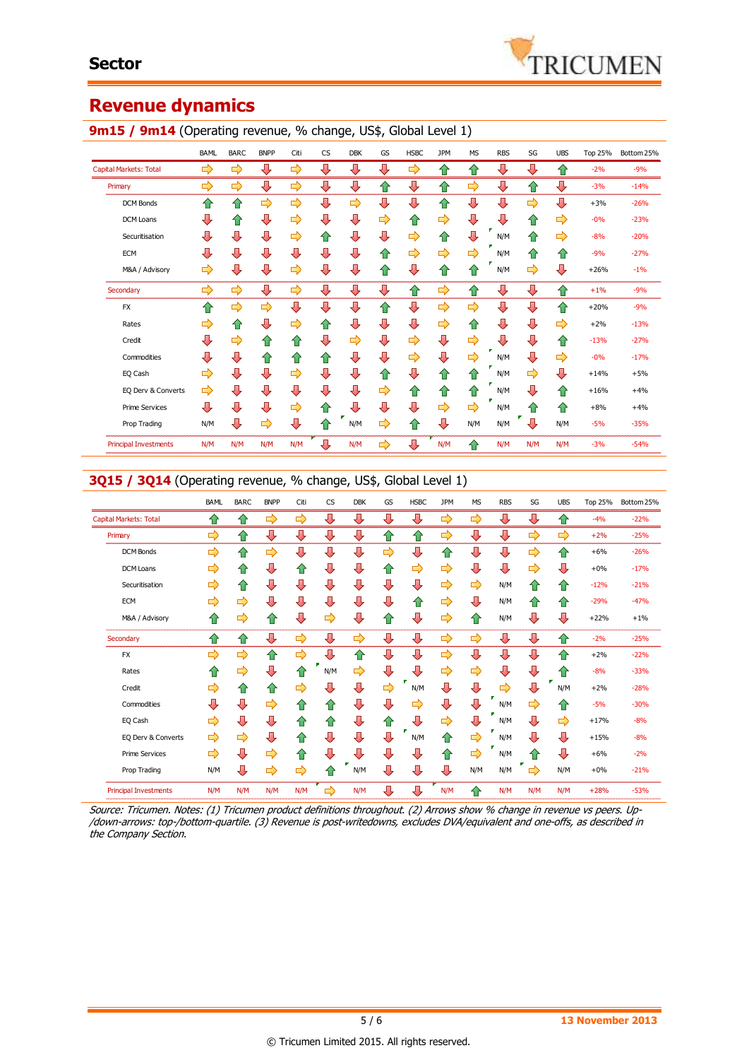# Sector

## Revenue dynamics

### 9m15 / 9m14 (Operating revenue, % change, US$, Global Level 1)

| | BAML | BARC | BNPP | Citi | CS | DBK | GS | HSBC | JPM | MS | RBS | SG | UBS | Top 25% | Bottom 25% |
|---|---|---|---|---|---|---|---|---|---|---|---|---|---|---|---|
| Capital Markets: Total | → | → | ↓ | → | ↓ | ↓ | ↓ | → | ↑ | ↑ | ↓ | ↓ | ↑ | -2% | -9% |
| Primary | → | → | ↓ | → | ↓ | ↓ | ↑ | ↓ | ↑ | → | ↓ | ↑ | ↓ | -3% | -14% |
| DCM Bonds | ↑ | ↑ | → | → | ↓ | → | ↓ | ↓ | ↑ | ↓ | ↓ | → | ↓ | +3% | -26% |
| DCM Loans | ↓ | ↑ | ↓ | → | ↓ | ↓ | → | ↑ | → | ↓ | ↓ | ↑ | → | -0% | -23% |
| Securitisation | ↓ | ↓ | ↓ | → | ↑ | ↓ | ↓ | → | ↑ | ↓ | N/M | ↑ | → | -8% | -20% |
| ECM | ↓ | ↓ | ↓ | ↓ | ↓ | ↓ | ↑ | → | → | → | N/M | ↑ | ↑ | -9% | -27% |
| M&A / Advisory | → | ↓ | ↓ | → | ↓ | ↓ | ↑ | ↓ | ↑ | ↑ | N/M | → | ↓ | +26% | -1% |
| Secondary | → | → | ↓ | → | ↓ | ↓ | ↓ | ↑ | → | ↑ | ↓ | ↓ | ↑ | +1% | -9% |
| FX | ↑ | → | → | ↓ | ↓ | ↓ | ↑ | ↓ | → | → | ↓ | ↓ | ↑ | +20% | -9% |
| Rates | → | ↑ | ↓ | → | ↑ | ↓ | ↓ | ↓ | → | ↑ | ↓ | ↓ | → | +2% | -13% |
| Credit | ↓ | → | ↑ | ↑ | ↓ | → | ↓ | → | ↓ | → | ↓ | ↓ | ↑ | -13% | -27% |
| Commodities | ↓ | ↓ | ↑ | ↑ | ↑ | ↓ | ↓ | → | ↓ | → | N/M | ↓ | → | -0% | -17% |
| EQ Cash | → | ↓ | ↓ | → | ↓ | ↓ | ↑ | ↓ | ↑ | ↑ | N/M | → | ↓ | +14% | +5% |
| EQ Derv & Converts | → | ↓ | ↓ | ↓ | ↓ | ↓ | → | ↑ | ↑ | ↑ | N/M | ↓ | ↑ | +16% | +4% |
| Prime Services | ↓ | ↓ | ↓ | → | ↑ | ↓ | ↓ | ↓ | → | → | N/M | ↑ | ↑ | +8% | +4% |
| Prop Trading | N/M | ↓ | → | ↓ | ↑ | N/M | → | ↑ | ↓ | N/M | N/M | ↓ | N/M | -5% | -35% |
| Principal Investments | N/M | N/M | N/M | N/M | ↓ | N/M | → | ↓ | N/M | ↑ | N/M | N/M | N/M | -3% | -54% |

### 3Q15 / 3Q14 (Operating revenue, % change, US$, Global Level 1)

| | BAML | BARC | BNPP | Citi | CS | DBK | GS | HSBC | JPM | MS | RBS | SG | UBS | Top 25% | Bottom 25% |
|---|---|---|---|---|---|---|---|---|---|---|---|---|---|---|---|
| Capital Markets: Total | ↑ | ↑ | → | → | ↓ | ↓ | ↓ | ↓ | → | → | ↓ | ↓ | ↑ | -4% | -22% |
| Primary | → | ↑ | ↓ | ↓ | ↓ | ↓ | ↑ | ↑ | → | ↓ | ↓ | → | → | +2% | -25% |
| DCM Bonds | → | ↑ | → | ↓ | ↓ | ↓ | → | ↓ | ↑ | ↓ | ↓ | → | ↑ | +6% | -26% |
| DCM Loans | → | ↑ | ↓ | ↑ | ↓ | ↓ | ↑ | → | → | ↓ | ↓ | → | ↓ | +0% | -17% |
| Securitisation | → | ↑ | ↓ | ↓ | ↓ | ↓ | ↓ | ↓ | → | → | N/M | ↑ | ↑ | -12% | -21% |
| ECM | → | → | ↓ | ↓ | ↓ | ↓ | ↓ | ↑ | → | ↓ | N/M | ↑ | ↑ | -29% | -47% |
| M&A / Advisory | ↑ | → | ↑ | ↓ | → | ↓ | ↑ | ↓ | → | ↑ | N/M | ↓ | ↓ | +22% | +1% |
| Secondary | ↑ | ↑ | ↓ | → | ↓ | → | ↓ | ↓ | → | → | ↓ | ↓ | ↑ | -2% | -25% |
| FX | → | → | ↑ | → | ↓ | ↑ | ↓ | ↓ | → | ↓ | ↓ | ↓ | ↑ | +2% | -22% |
| Rates | ↑ | → | ↓ | ↑ | N/M | → | ↓ | ↓ | → | → | ↓ | ↓ | ↑ | -8% | -33% |
| Credit | → | ↑ | ↑ | → | ↓ | ↓ | → | N/M | ↓ | ↓ | → | ↓ | N/M | +2% | -28% |
| Commodities | ↓ | ↓ | → | ↑ | ↑ | ↓ | ↓ | → | ↓ | ↓ | N/M | → | ↑ | -5% | -30% |
| EQ Cash | → | ↓ | ↓ | ↑ | ↑ | ↓ | ↑ | ↓ | → | ↓ | N/M | ↓ | → | +17% | -8% |
| EQ Derv & Converts | → | → | ↓ | ↑ | ↓ | ↓ | ↓ | N/M | ↑ | → | N/M | ↓ | ↓ | +15% | -8% |
| Prime Services | → | ↓ | → | ↑ | ↓ | ↓ | ↓ | ↓ | ↑ | → | N/M | ↑ | ↓ | +6% | -2% |
| Prop Trading | N/M | ↓ | → | → | ↑ | N/M | ↓ | ↓ | ↓ | N/M | N/M | → | N/M | +0% | -21% |
| Principal Investments | N/M | N/M | N/M | N/M | → | N/M | ↓ | ↓ | N/M | ↑ | N/M | N/M | N/M | +28% | -53% |

*Source: Tricumen. Notes: (1) Tricumen product definitions throughout. (2) Arrows show % change in revenue vs peers. Up-/down-arrows: top-/bottom-quartile. (3) Revenue is post-writedowns, excludes DVA/equivalent and one-offs, as described in the Company Section.*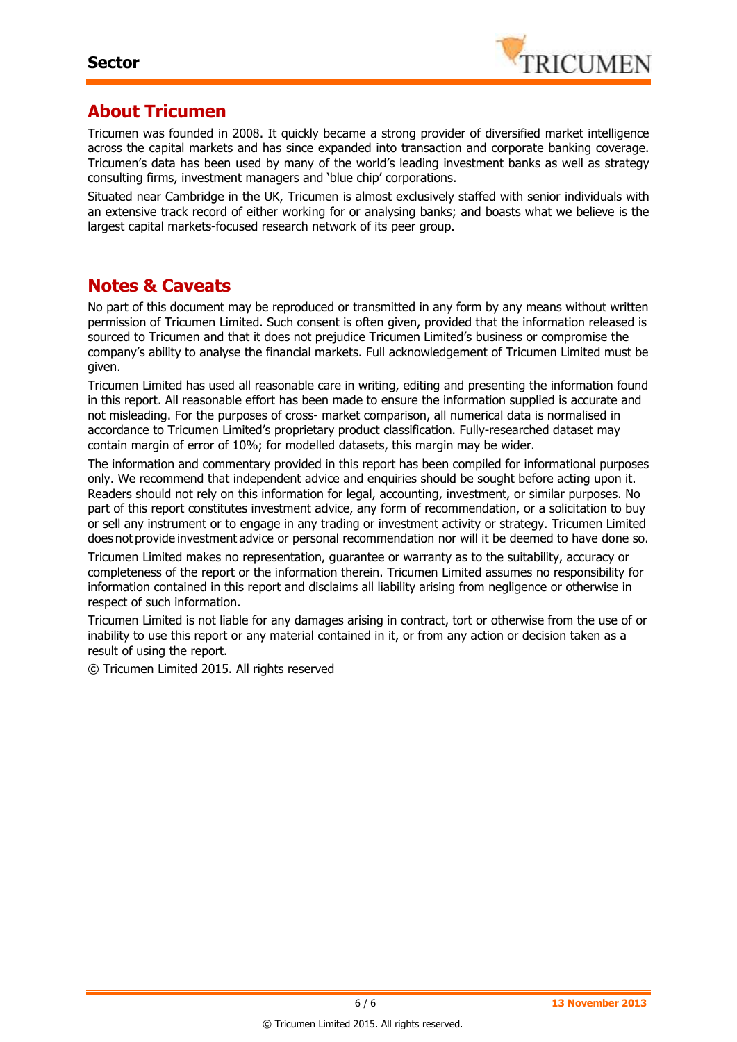## About Tricumen

Tricumen was founded in 2008. It quickly became a strong provider of diversified market intelligence across the capital markets and has since expanded into transaction and corporate banking coverage. Tricumen's data has been used by many of the world's leading investment banks as well as strategy consulting firms, investment managers and 'blue chip' corporations.

Situated near Cambridge in the UK, Tricumen is almost exclusively staffed with senior individuals with an extensive track record of either working for or analysing banks; and boasts what we believe is the largest capital markets-focused research network of its peer group.

## Notes & Caveats

No part of this document may be reproduced or transmitted in any form by any means without written permission of Tricumen Limited. Such consent is often given, provided that the information released is sourced to Tricumen and that it does not prejudice Tricumen Limited's business or compromise the company's ability to analyse the financial markets. Full acknowledgement of Tricumen Limited must be given.

Tricumen Limited has used all reasonable care in writing, editing and presenting the information found in this report. All reasonable effort has been made to ensure the information supplied is accurate and not misleading. For the purposes of cross- market comparison, all numerical data is normalised in accordance to Tricumen Limited's proprietary product classification. Fully-researched dataset may contain margin of error of 10%; for modelled datasets, this margin may be wider.

The information and commentary provided in this report has been compiled for informational purposes only. We recommend that independent advice and enquiries should be sought before acting upon it. Readers should not rely on this information for legal, accounting, investment, or similar purposes. No part of this report constitutes investment advice, any form of recommendation, or a solicitation to buy or sell any instrument or to engage in any trading or investment activity or strategy. Tricumen Limited does not provide investment advice or personal recommendation nor will it be deemed to have done so.

Tricumen Limited makes no representation, guarantee or warranty as to the suitability, accuracy or completeness of the report or the information therein. Tricumen Limited assumes no responsibility for information contained in this report and disclaims all liability arising from negligence or otherwise in respect of such information.

Tricumen Limited is not liable for any damages arising in contract, tort or otherwise from the use of or inability to use this report or any material contained in it, or from any action or decision taken as a result of using the report.

© Tricumen Limited 2015. All rights reserved